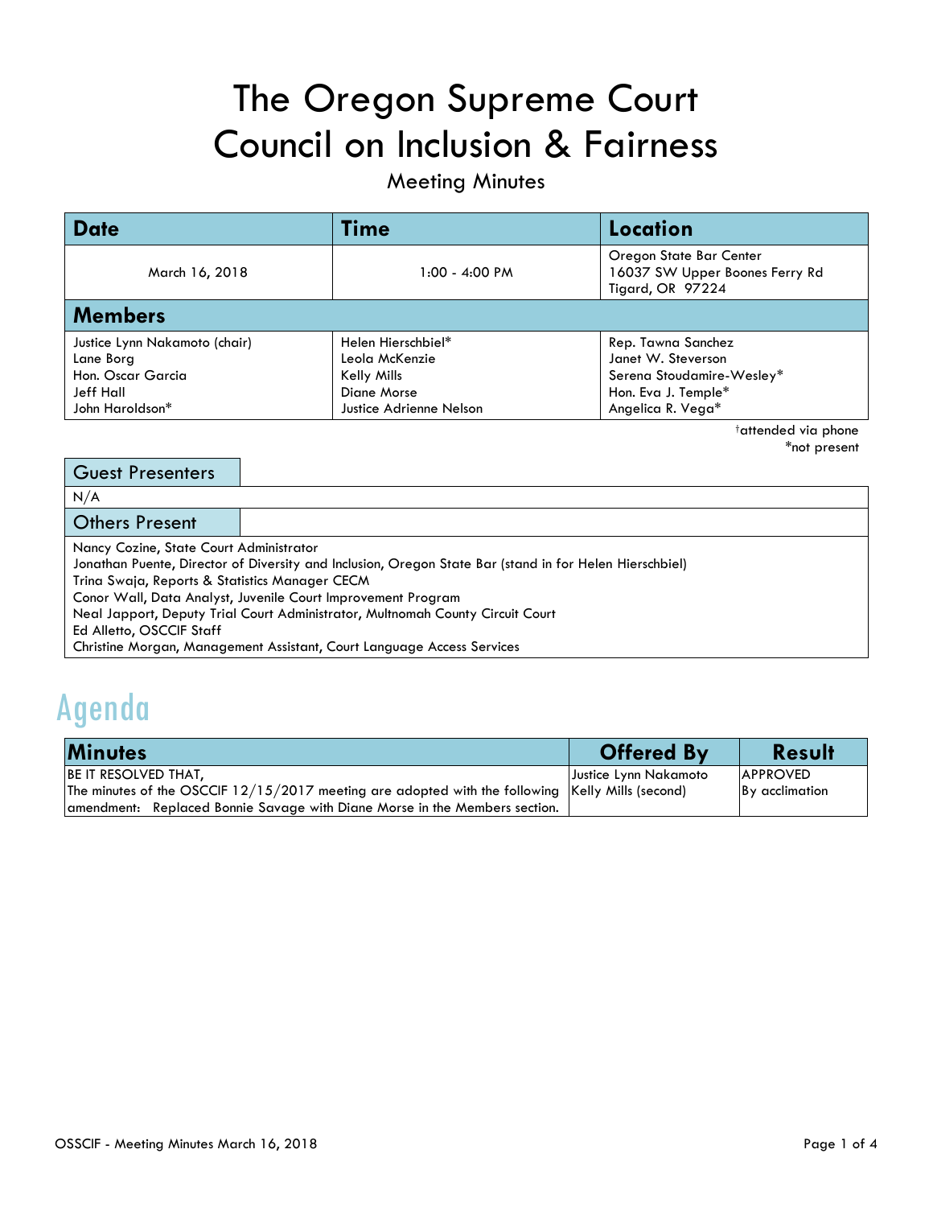# The Oregon Supreme Court Council on Inclusion & Fairness

## Meeting Minutes

| Date | Time | Location |
|---|---|---|
| March 16, 2018 | 1:00 - 4:00 PM | Oregon State Bar Center<br>16037 SW Upper Boones Ferry Rd<br>Tigard, OR 97224 |

## Members

| | | |
|---|---|---|
| Justice Lynn Nakamoto (chair) | Helen Hierschbiel* | Rep. Tawna Sanchez |
| Lane Borg | Leola McKenzie | Janet W. Steverson |
| Hon. Oscar Garcia | Kelly Mills | Serena Stoudamire-Wesley* |
| Jeff Hall | Diane Morse | Hon. Eva J. Temple* |
| John Haroldson* | Justice Adrienne Nelson | Angelica R. Vega* |

†attended via phone
*not present

## Guest Presenters

N/A

## Others Present

Nancy Cozine, State Court Administrator
Jonathan Puente, Director of Diversity and Inclusion, Oregon State Bar (stand in for Helen Hierschbiel)
Trina Swaja, Reports & Statistics Manager CECM
Conor Wall, Data Analyst, Juvenile Court Improvement Program
Neal Japport, Deputy Trial Court Administrator, Multnomah County Circuit Court
Ed Alletto, OSCCIF Staff
Christine Morgan, Management Assistant, Court Language Access Services

# Agenda

| Minutes | Offered By | Result |
|---|---|---|
| BE IT RESOLVED THAT,<br>The minutes of the OSCCIF 12/15/2017 meeting are adopted with the following amendment: Replaced Bonnie Savage with Diane Morse in the Members section. | Justice Lynn Nakamoto<br>Kelly Mills (second) | APPROVED<br>By acclimation |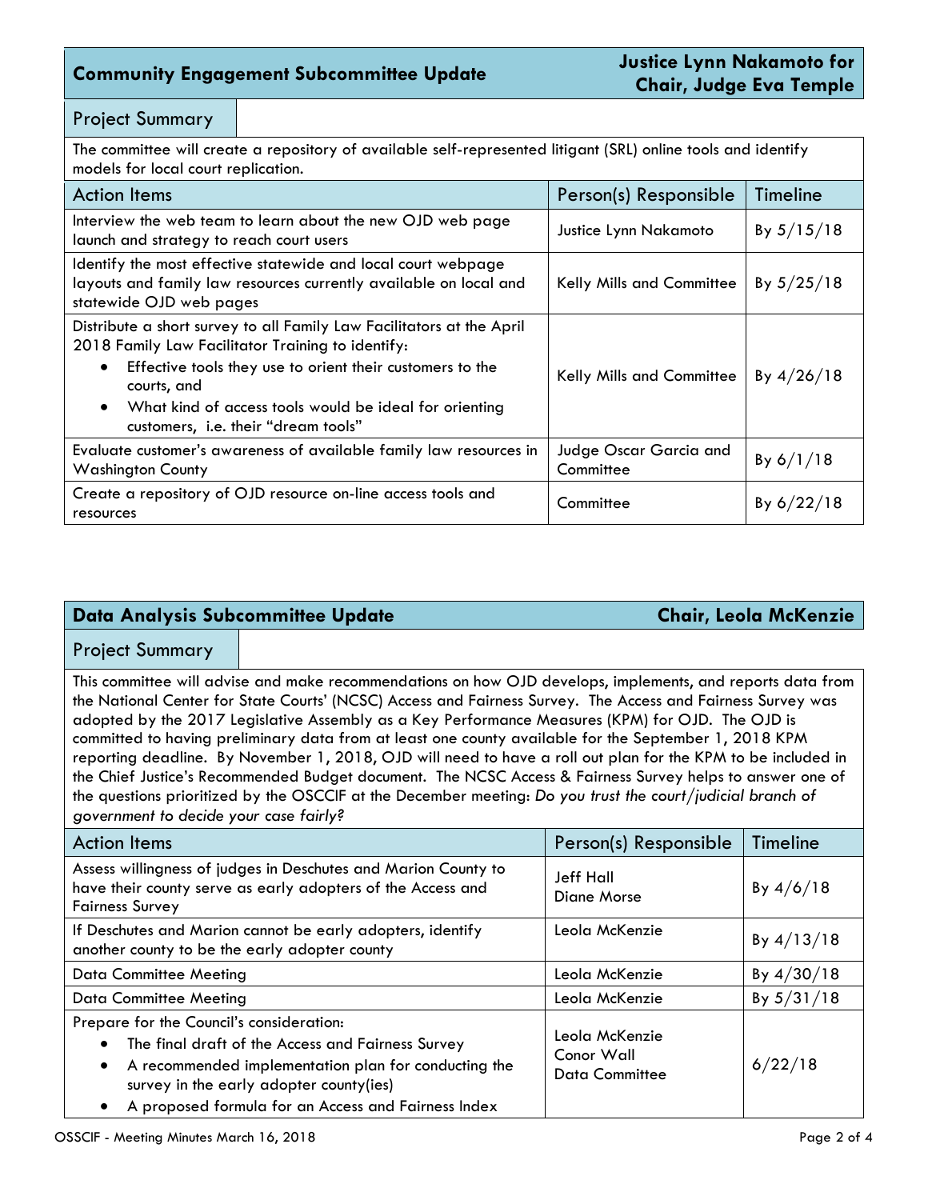## Community Engagement Subcommittee Update

**Justice Lynn Nakamoto for Chair, Judge Eva Temple**

### Project Summary

The committee will create a repository of available self-represented litigant (SRL) online tools and identify models for local court replication.

| Action Items | Person(s) Responsible | Timeline |
|---|---|---|
| Interview the web team to learn about the new OJD web page launch and strategy to reach court users | Justice Lynn Nakamoto | By 5/15/18 |
| Identify the most effective statewide and local court webpage layouts and family law resources currently available on local and statewide OJD web pages | Kelly Mills and Committee | By 5/25/18 |
| Distribute a short survey to all Family Law Facilitators at the April 2018 Family Law Facilitator Training to identify:<br>• Effective tools they use to orient their customers to the courts, and<br>• What kind of access tools would be ideal for orienting customers, i.e. their "dream tools" | Kelly Mills and Committee | By 4/26/18 |
| Evaluate customer's awareness of available family law resources in Washington County | Judge Oscar Garcia and Committee | By 6/1/18 |
| Create a repository of OJD resource on-line access tools and resources | Committee | By 6/22/18 |

## Data Analysis Subcommittee Update

**Chair, Leola McKenzie**

### Project Summary

This committee will advise and make recommendations on how OJD develops, implements, and reports data from the National Center for State Courts' (NCSC) Access and Fairness Survey. The Access and Fairness Survey was adopted by the 2017 Legislative Assembly as a Key Performance Measures (KPM) for OJD. The OJD is committed to having preliminary data from at least one county available for the September 1, 2018 KPM reporting deadline. By November 1, 2018, OJD will need to have a roll out plan for the KPM to be included in the Chief Justice's Recommended Budget document. The NCSC Access & Fairness Survey helps to answer one of the questions prioritized by the OSCCIF at the December meeting: *Do you trust the court/judicial branch of government to decide your case fairly?*

| Action Items | Person(s) Responsible | Timeline |
|---|---|---|
| Assess willingness of judges in Deschutes and Marion County to have their county serve as early adopters of the Access and Fairness Survey | Jeff Hall<br>Diane Morse | By 4/6/18 |
| If Deschutes and Marion cannot be early adopters, identify another county to be the early adopter county | Leola McKenzie | By 4/13/18 |
| Data Committee Meeting | Leola McKenzie | By 4/30/18 |
| Data Committee Meeting | Leola McKenzie | By 5/31/18 |
| Prepare for the Council's consideration:<br>• The final draft of the Access and Fairness Survey<br>• A recommended implementation plan for conducting the survey in the early adopter county(ies)<br>• A proposed formula for an Access and Fairness Index | Leola McKenzie<br>Conor Wall<br>Data Committee | 6/22/18 |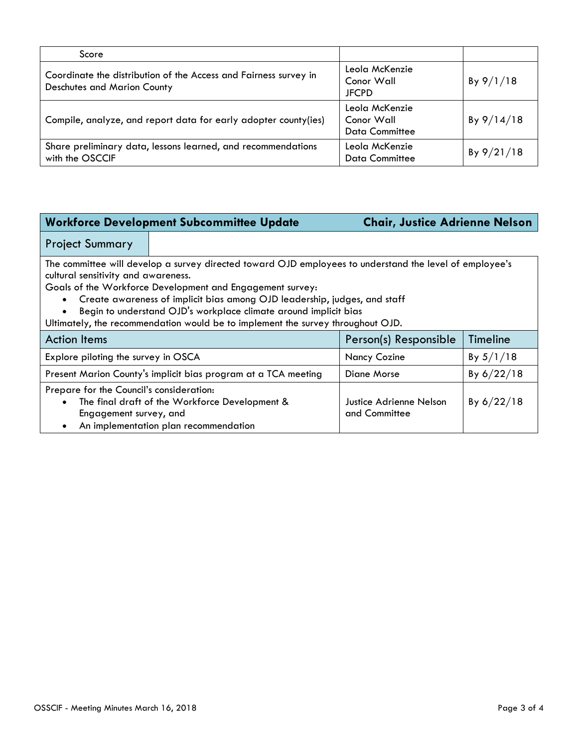| Score | | |
|---|---|---|
| Coordinate the distribution of the Access and Fairness survey in Deschutes and Marion County | Leola McKenzie<br>Conor Wall<br>JFCPD | By 9/1/18 |
| Compile, analyze, and report data for early adopter county(ies) | Leola McKenzie<br>Conor Wall<br>Data Committee | By 9/14/18 |
| Share preliminary data, lessons learned, and recommendations with the OSCCIF | Leola McKenzie<br>Data Committee | By 9/21/18 |

## Workforce Development Subcommittee Update — Chair, Justice Adrienne Nelson

### Project Summary

The committee will develop a survey directed toward OJD employees to understand the level of employee's cultural sensitivity and awareness.

Goals of the Workforce Development and Engagement survey:

- Create awareness of implicit bias among OJD leadership, judges, and staff
- Begin to understand OJD's workplace climate around implicit bias

Ultimately, the recommendation would be to implement the survey throughout OJD.

| Action Items | Person(s) Responsible | Timeline |
|---|---|---|
| Explore piloting the survey in OSCA | Nancy Cozine | By 5/1/18 |
| Present Marion County's implicit bias program at a TCA meeting | Diane Morse | By 6/22/18 |
| Prepare for the Council's consideration:<br>• The final draft of the Workforce Development & Engagement survey, and<br>• An implementation plan recommendation | Justice Adrienne Nelson and Committee | By 6/22/18 |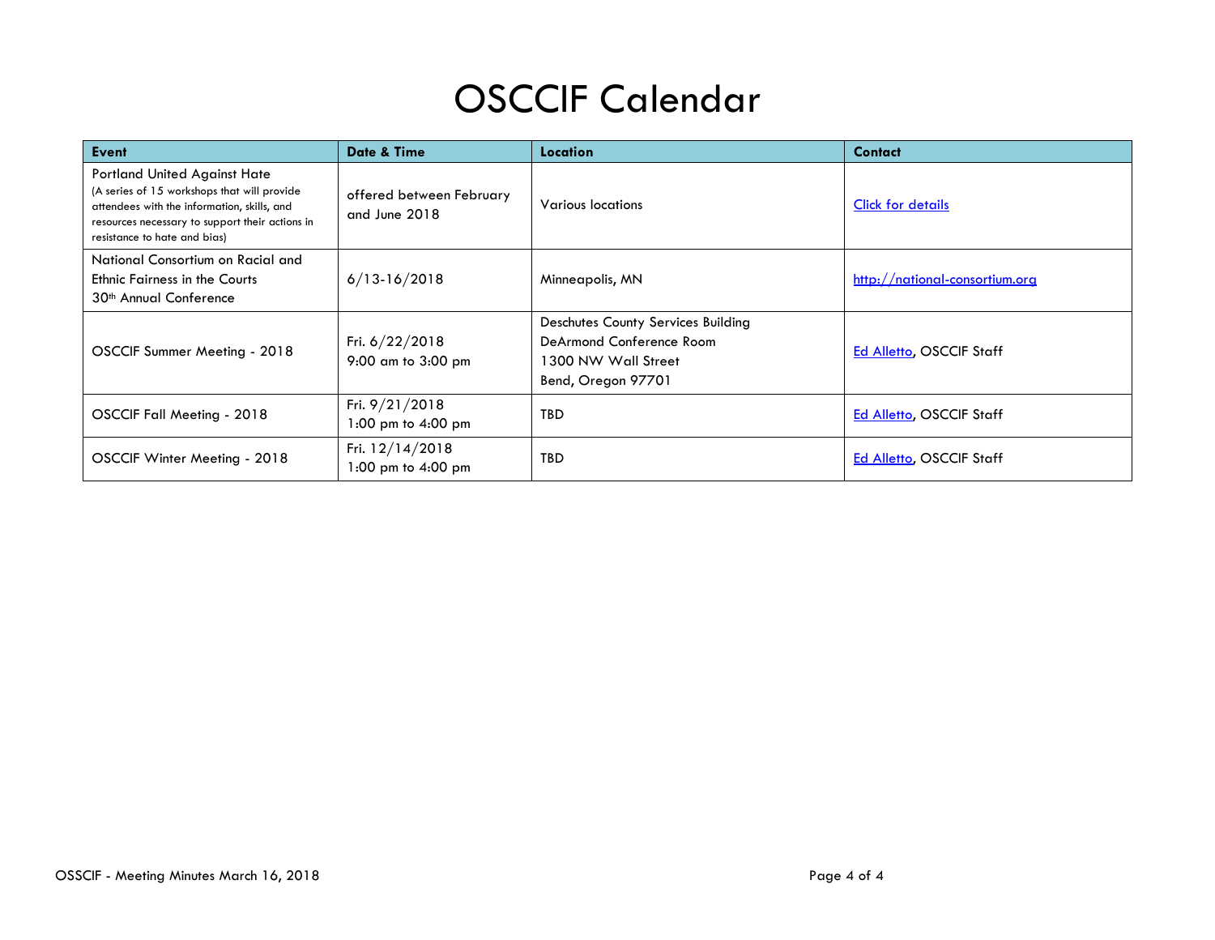# OSCCIF Calendar

| Event | Date & Time | Location | Contact |
|---|---|---|---|
| Portland United Against Hate (A series of 15 workshops that will provide attendees with the information, skills, and resources necessary to support their actions in resistance to hate and bias) | offered between February and June 2018 | Various locations | Click for details |
| National Consortium on Racial and Ethnic Fairness in the Courts 30th Annual Conference | 6/13-16/2018 | Minneapolis, MN | http://national-consortium.org |
| OSCCIF Summer Meeting - 2018 | Fri. 6/22/2018 9:00 am to 3:00 pm | Deschutes County Services Building DeArmond Conference Room 1300 NW Wall Street Bend, Oregon 97701 | Ed Alletto, OSCCIF Staff |
| OSCCIF Fall Meeting - 2018 | Fri. 9/21/2018 1:00 pm to 4:00 pm | TBD | Ed Alletto, OSCCIF Staff |
| OSCCIF Winter Meeting - 2018 | Fri. 12/14/2018 1:00 pm to 4:00 pm | TBD | Ed Alletto, OSCCIF Staff |